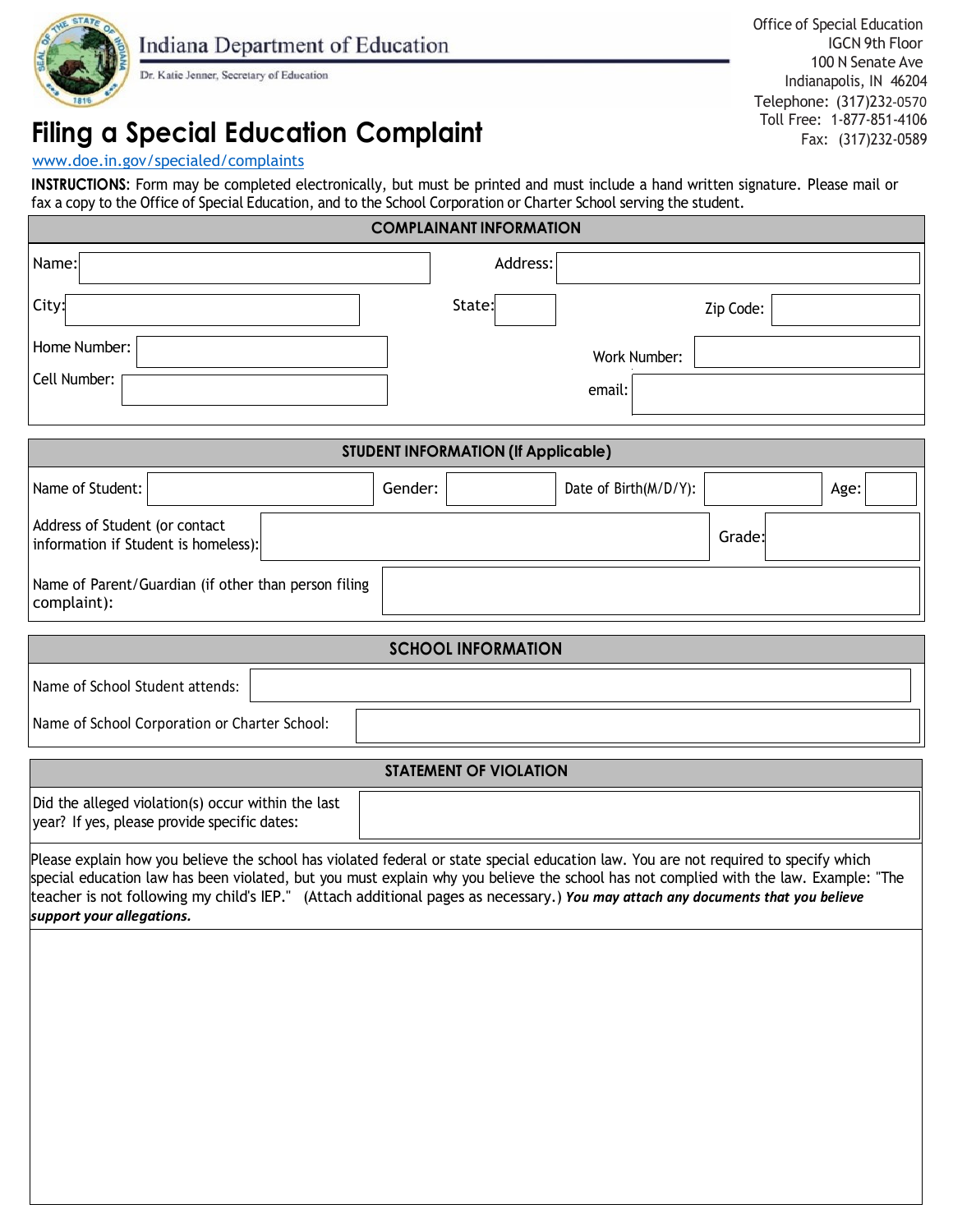Indiana Department of Education

Dr. Katie Jenner, Secretary of Education

Office of Special Education
IGCN 9th Floor
100 N Senate Ave
Indianapolis, IN 46204
Telephone: (317)232-0570
Toll Free: 1-877-851-4106
Fax: (317)232-0589

# Filing a Special Education Complaint

www.doe.in.gov/specialed/complaints

**INSTRUCTIONS**: Form may be completed electronically, but must be printed and must include a hand written signature. Please mail or fax a copy to the Office of Special Education, and to the School Corporation or Charter School serving the student.

## COMPLAINANT INFORMATION

| | | | |
|---|---|---|---|
| Name: | | Address: | |
| City: | | State: | Zip Code: |
| Home Number: | | Work Number: | |
| Cell Number: | | email: | |

## STUDENT INFORMATION (If Applicable)

| | | | |
|---|---|---|---|
| Name of Student: | Gender: | Date of Birth(M/D/Y): | Age: |
| Address of Student (or contact information if Student is homeless): | | Grade: | |
| Name of Parent/Guardian (if other than person filing complaint): | | | |

## SCHOOL INFORMATION

| | |
|---|---|
| Name of School Student attends: | |
| Name of School Corporation or Charter School: | |

## STATEMENT OF VIOLATION

| | |
|---|---|
| Did the alleged violation(s) occur within the last year? If yes, please provide specific dates: | |

Please explain how you believe the school has violated federal or state special education law. You are not required to specify which special education law has been violated, but you must explain why you believe the school has not complied with the law. Example: "The teacher is not following my child's IEP." (Attach additional pages as necessary.) ***You may attach any documents that you believe support your allegations.***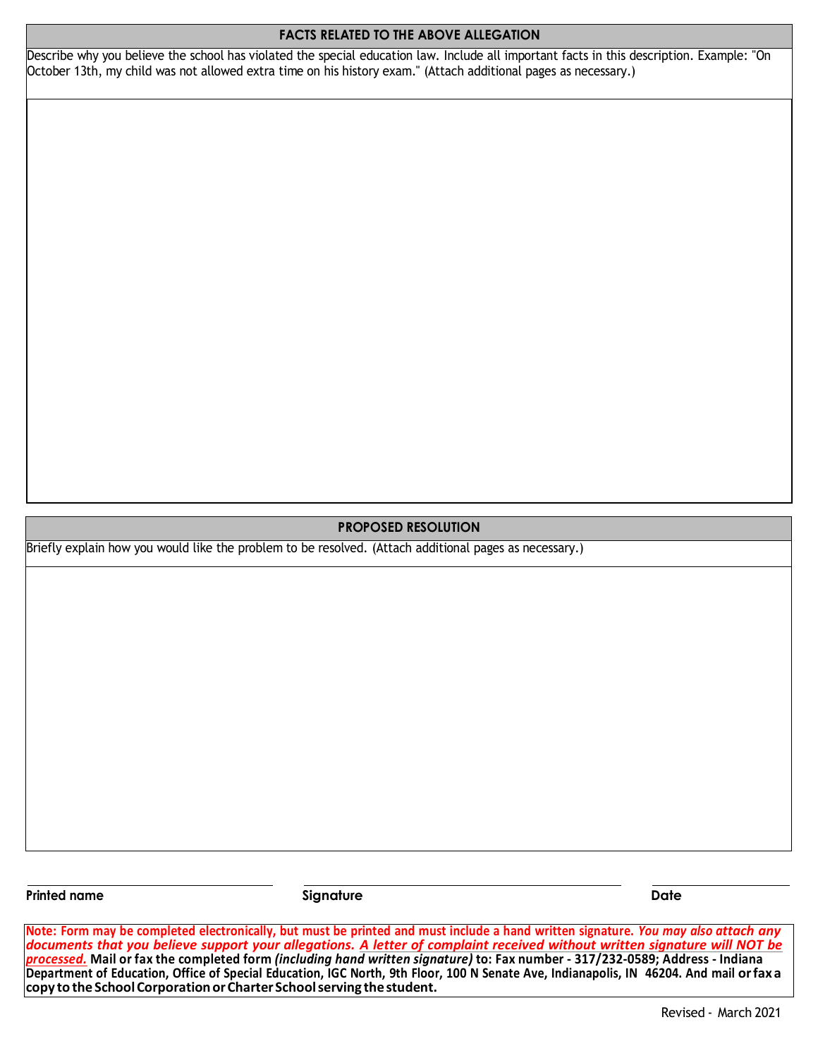## FACTS RELATED TO THE ABOVE ALLEGATION

Describe why you believe the school has violated the special education law. Include all important facts in this description. Example: "On October 13th, my child was not allowed extra time on his history exam." (Attach additional pages as necessary.)

## PROPOSED RESOLUTION

Briefly explain how you would like the problem to be resolved. (Attach additional pages as necessary.)

**Printed name** **Signature** **Date**

**Note: Form may be completed electronically, but must be printed and must include a hand written signature.** ***You may also attach any documents that you believe support your allegations. A letter of complaint received without written signature will NOT be processed.*** **Mail or fax the completed form *(including hand written signature)* to: Fax number - 317/232-0589; Address - Indiana Department of Education, Office of Special Education, IGC North, 9th Floor, 100 N Senate Ave, Indianapolis, IN 46204. And mail or fax a copy to the School Corporation or Charter School serving the student.**

Revised - March 2021